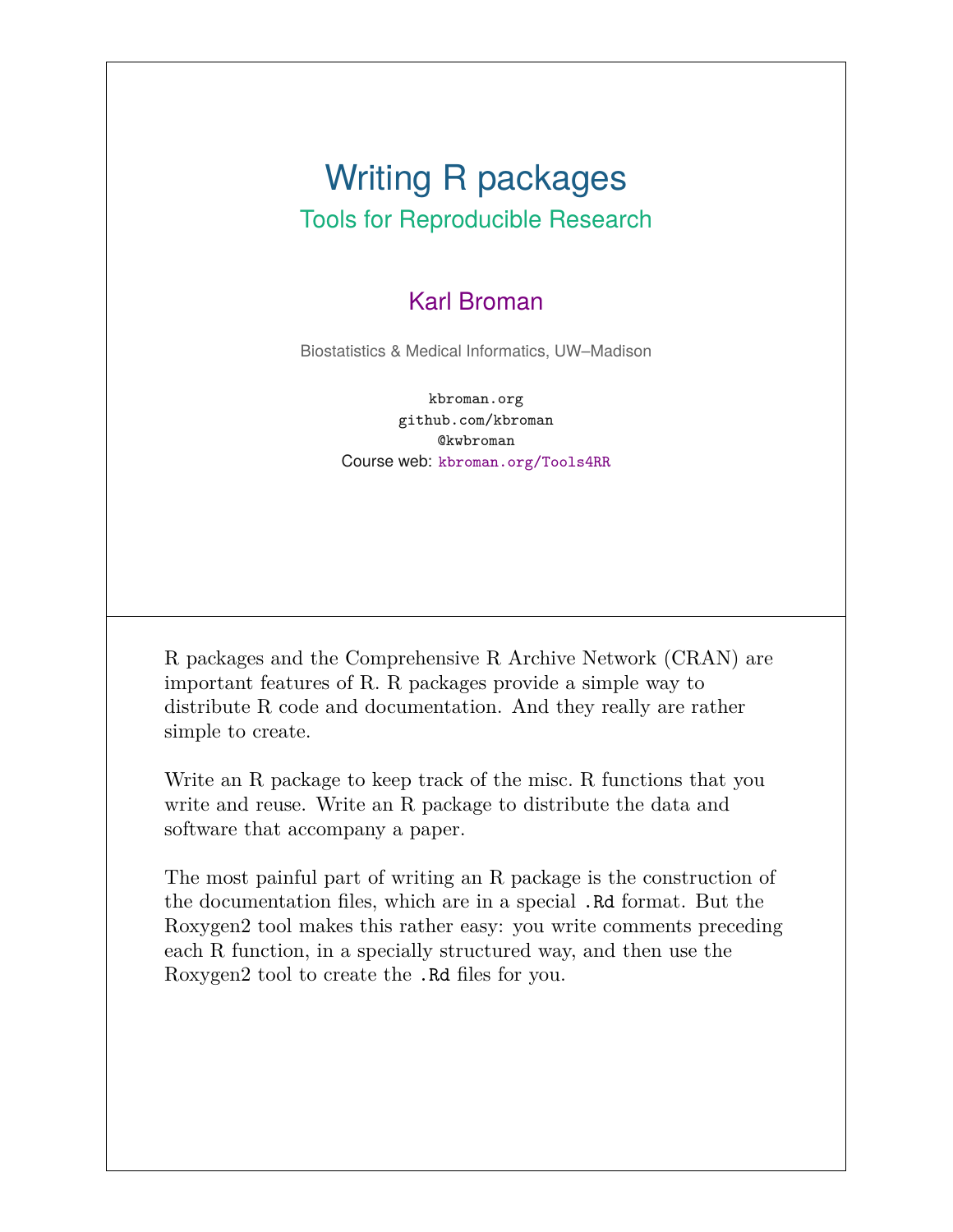# Writing R packages

## Tools for Reproducible Research

Karl Broman

Biostatistics & Medical Informatics, UW–Madison

kbroman.org
github.com/kbroman
@kwbroman
Course web: kbroman.org/Tools4RR

---

R packages and the Comprehensive R Archive Network (CRAN) are important features of R. R packages provide a simple way to distribute R code and documentation. And they really are rather simple to create.

Write an R package to keep track of the misc. R functions that you write and reuse. Write an R package to distribute the data and software that accompany a paper.

The most painful part of writing an R package is the construction of the documentation files, which are in a special `.Rd` format. But the Roxygen2 tool makes this rather easy: you write comments preceding each R function, in a specially structured way, and then use the Roxygen2 tool to create the `.Rd` files for you.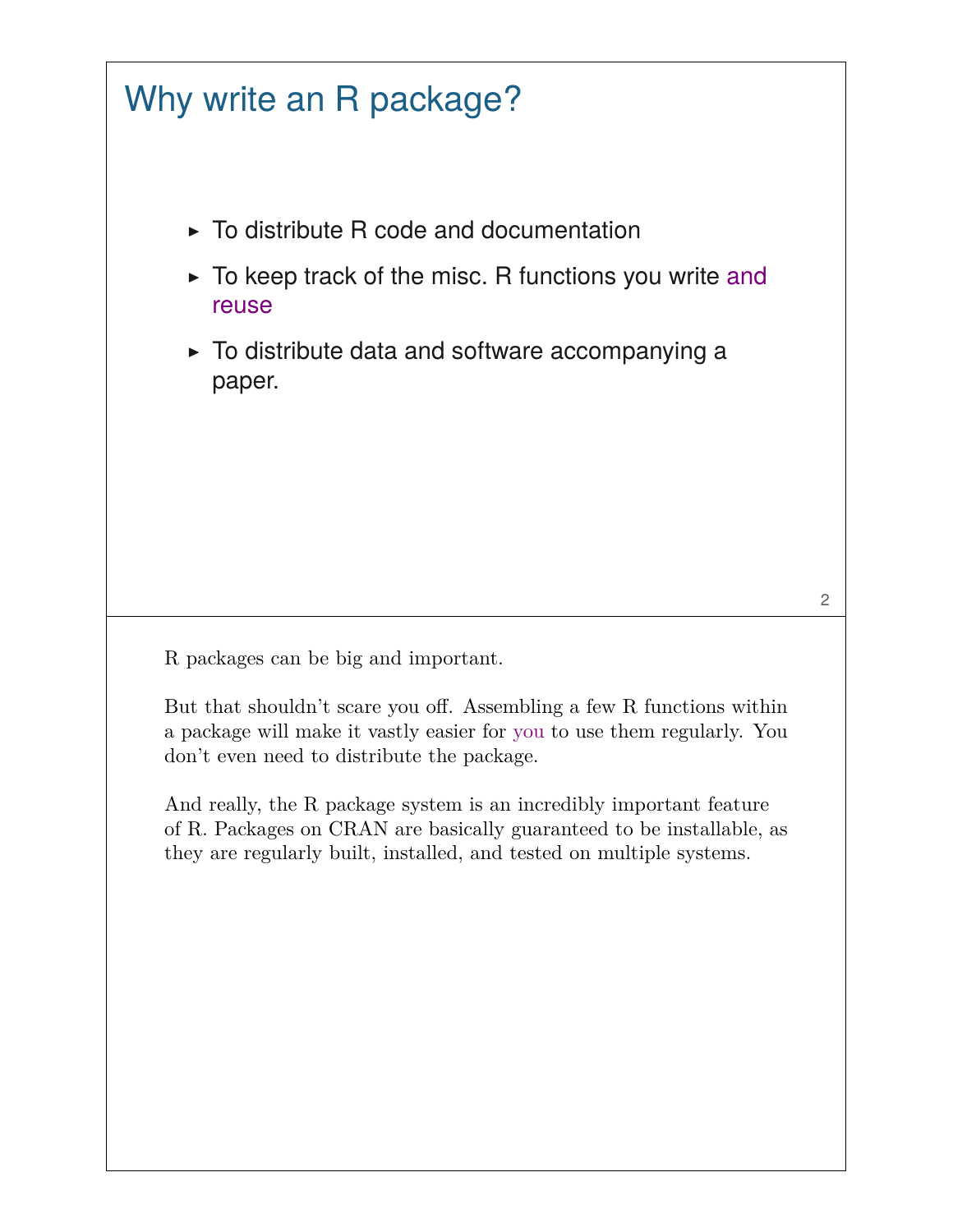# Why write an R package?

- To distribute R code and documentation
- To keep track of the misc. R functions you write and reuse
- To distribute data and software accompanying a paper.

R packages can be big and important.

But that shouldn't scare you off. Assembling a few R functions within a package will make it vastly easier for you to use them regularly. You don't even need to distribute the package.

And really, the R package system is an incredibly important feature of R. Packages on CRAN are basically guaranteed to be installable, as they are regularly built, installed, and tested on multiple systems.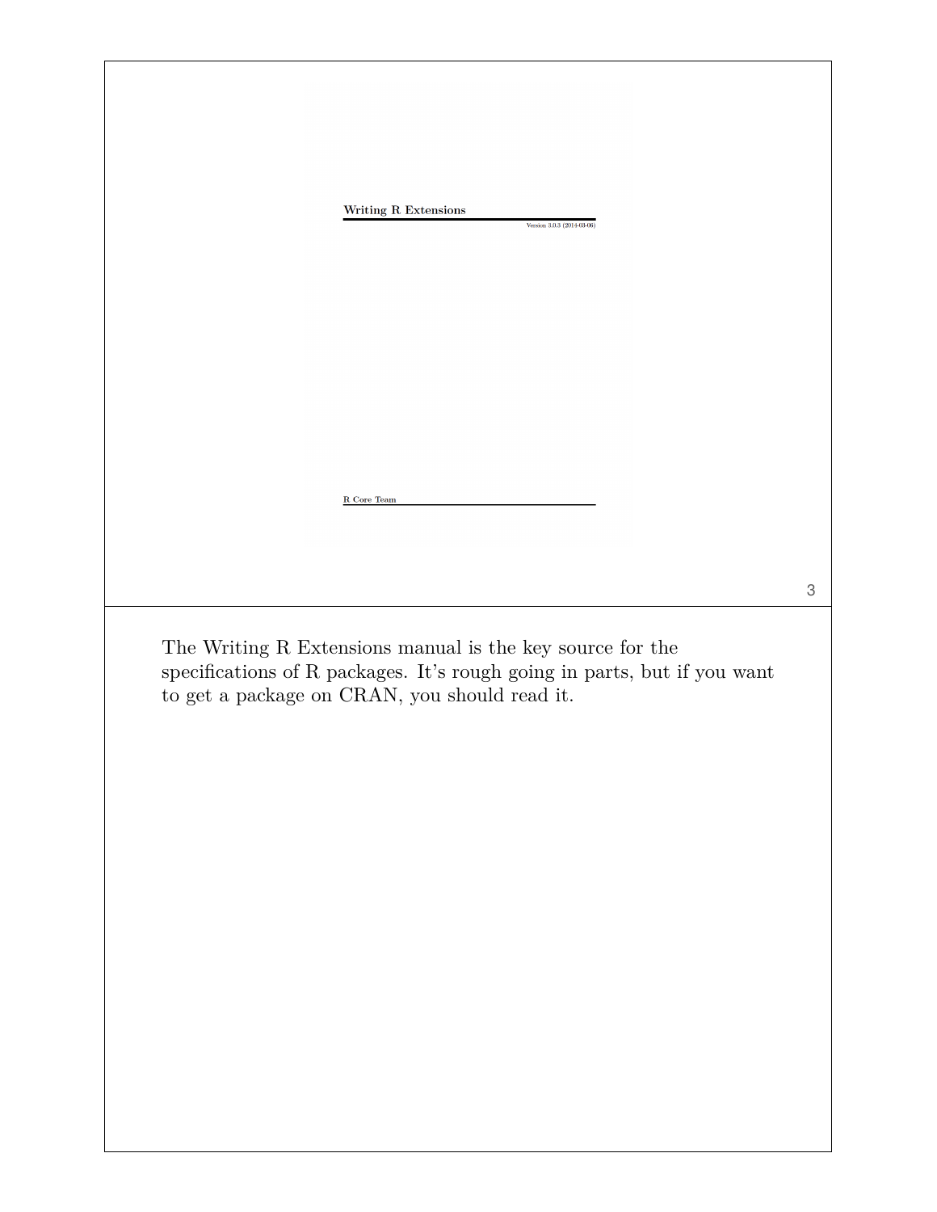Writing R Extensions

Version 3.0.3 (2014-03-06)

R Core Team

The Writing R Extensions manual is the key source for the specifications of R packages. It's rough going in parts, but if you want to get a package on CRAN, you should read it.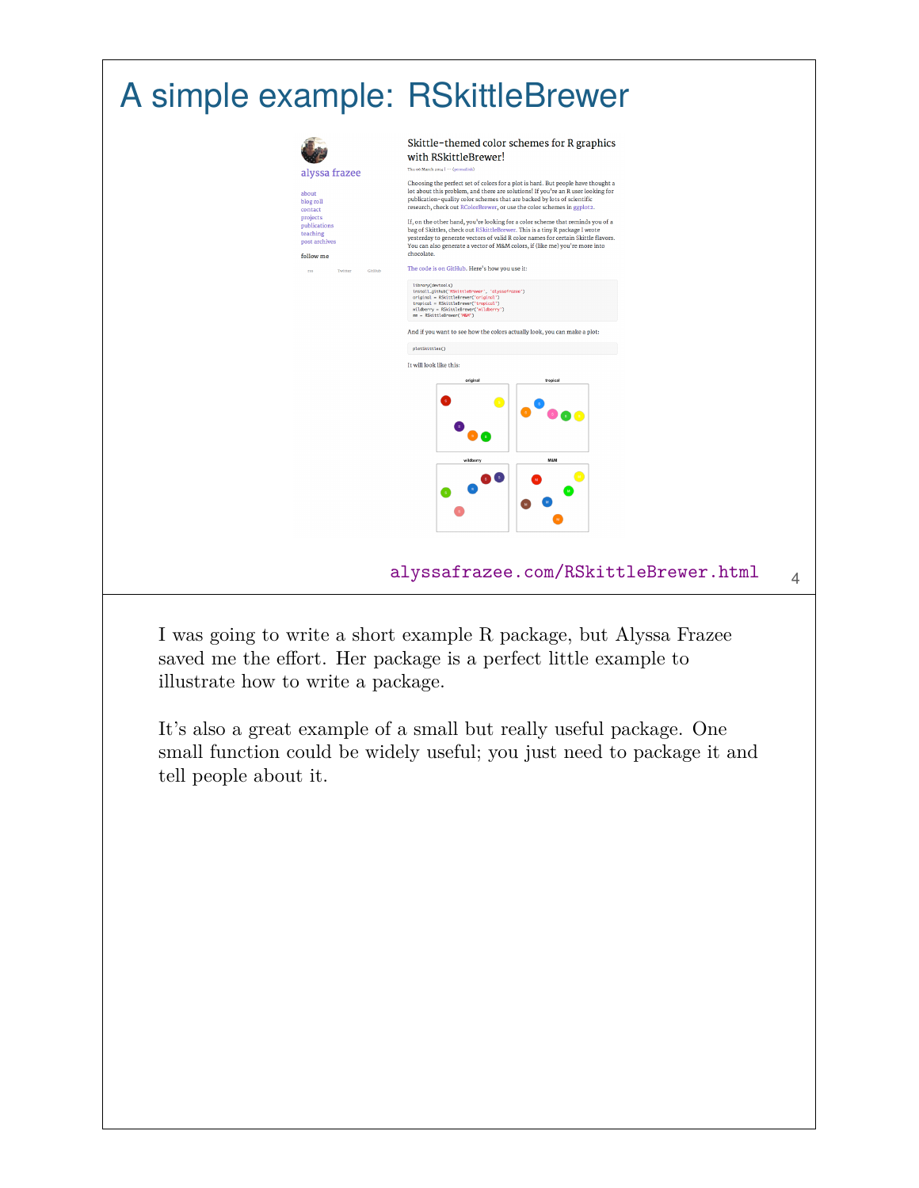# A simple example: RSkittleBrewer

alyssafrazee.com/RSkittleBrewer.html

I was going to write a short example R package, but Alyssa Frazee saved me the effort. Her package is a perfect little example to illustrate how to write a package.

It's also a great example of a small but really useful package. One small function could be widely useful; you just need to package it and tell people about it.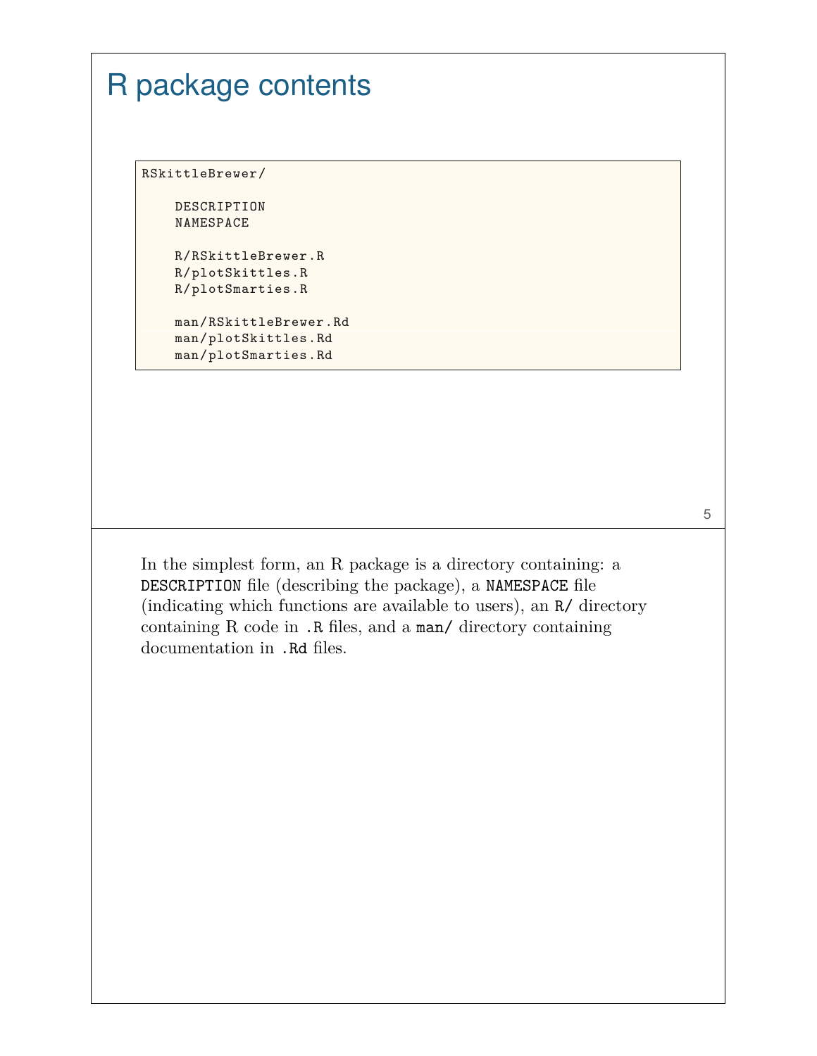# R package contents

```
RSkittleBrewer/

    DESCRIPTION
    NAMESPACE

    R/RSkittleBrewer.R
    R/plotSkittles.R
    R/plotSmarties.R

    man/RSkittleBrewer.Rd
    man/plotSkittles.Rd
    man/plotSmarties.Rd
```

In the simplest form, an R package is a directory containing: a `DESCRIPTION` file (describing the package), a `NAMESPACE` file (indicating which functions are available to users), an `R/` directory containing R code in `.R` files, and a `man/` directory containing documentation in `.Rd` files.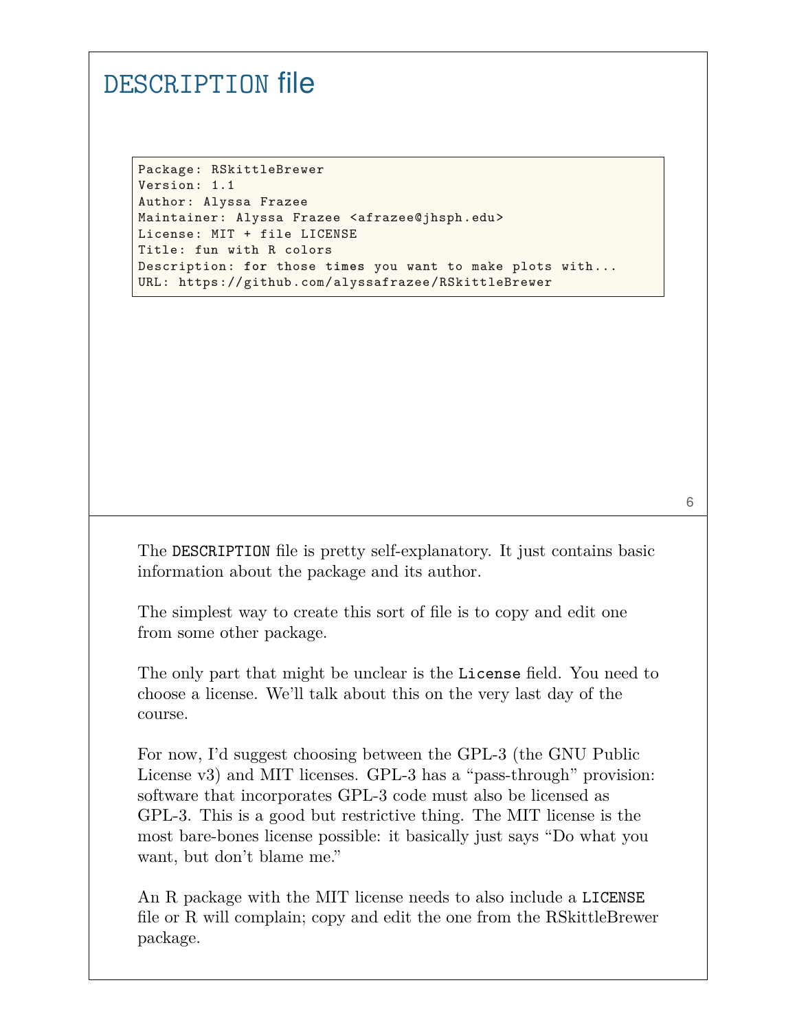# `DESCRIPTION` file

```
Package: RSkittleBrewer
Version: 1.1
Author: Alyssa Frazee
Maintainer: Alyssa Frazee <afrazee@jhsph.edu>
License: MIT + file LICENSE
Title: fun with R colors
Description: for those times you want to make plots with...
URL: https://github.com/alyssafrazee/RSkittleBrewer
```

The `DESCRIPTION` file is pretty self-explanatory. It just contains basic information about the package and its author.

The simplest way to create this sort of file is to copy and edit one from some other package.

The only part that might be unclear is the `License` field. You need to choose a license. We'll talk about this on the very last day of the course.

For now, I'd suggest choosing between the GPL-3 (the GNU Public License v3) and MIT licenses. GPL-3 has a "pass-through" provision: software that incorporates GPL-3 code must also be licensed as GPL-3. This is a good but restrictive thing. The MIT license is the most bare-bones license possible: it basically just says "Do what you want, but don't blame me."

An R package with the MIT license needs to also include a `LICENSE` file or R will complain; copy and edit the one from the RSkittleBrewer package.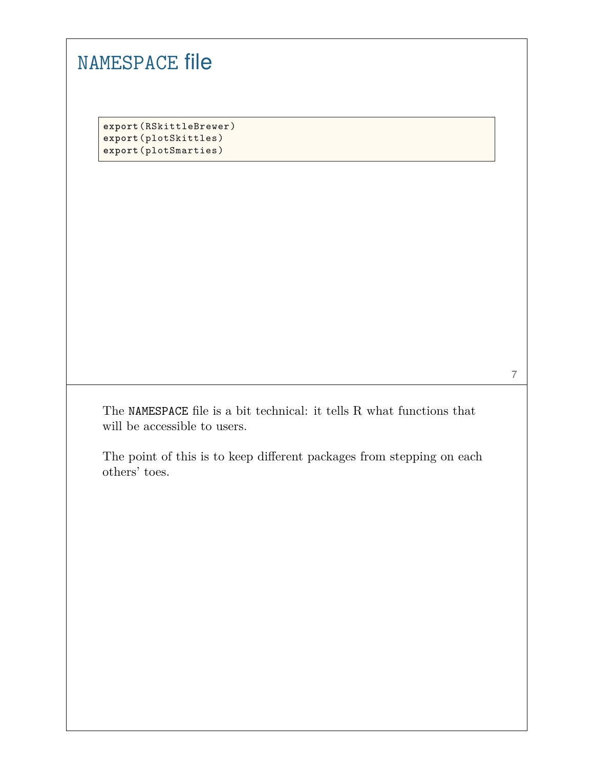# `NAMESPACE` file

```
export(RSkittleBrewer)
export(plotSkittles)
export(plotSmarties)
```

The `NAMESPACE` file is a bit technical: it tells R what functions that will be accessible to users.

The point of this is to keep different packages from stepping on each others' toes.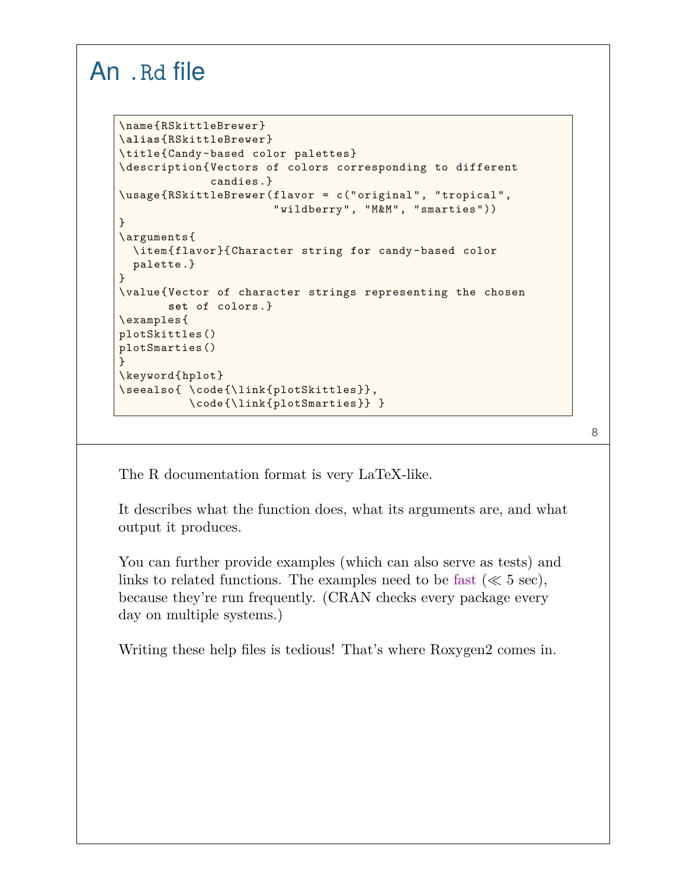# An .Rd file

```
\name{RSkittleBrewer}
\alias{RSkittleBrewer}
\title{Candy-based color palettes}
\description{Vectors of colors corresponding to different
             candies.}
\usage{RSkittleBrewer(flavor = c("original", "tropical",
                      "wildberry", "M&M", "smarties"))
}
\arguments{
  \item{flavor}{Character string for candy-based color
  palette.}
}
\value{Vector of character strings representing the chosen
       set of colors.}
\examples{
plotSkittles()
plotSmarties()
}
\keyword{hplot}
\seealso{ \code{\link{plotSkittles}},
          \code{\link{plotSmarties}} }
```

The R documentation format is very LaTeX-like.

It describes what the function does, what its arguments are, and what output it produces.

You can further provide examples (which can also serve as tests) and links to related functions. The examples need to be fast ($\ll$ 5 sec), because they're run frequently. (CRAN checks every package every day on multiple systems.)

Writing these help files is tedious! That's where Roxygen2 comes in.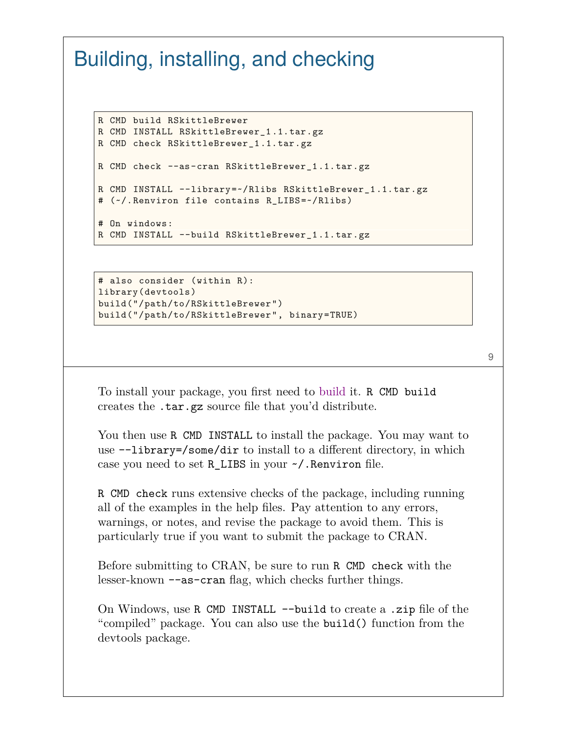# Building, installing, and checking

```
R CMD build RSkittleBrewer
R CMD INSTALL RSkittleBrewer_1.1.tar.gz
R CMD check RSkittleBrewer_1.1.tar.gz

R CMD check --as-cran RSkittleBrewer_1.1.tar.gz

R CMD INSTALL --library=~/Rlibs RSkittleBrewer_1.1.tar.gz
# (~/.Renviron file contains R_LIBS=~/Rlibs)

# On windows:
R CMD INSTALL --build RSkittleBrewer_1.1.tar.gz
```

```
# also consider (within R):
library(devtools)
build("/path/to/RSkittleBrewer")
build("/path/to/RSkittleBrewer", binary=TRUE)
```

To install your package, you first need to build it. `R CMD build` creates the `.tar.gz` source file that you'd distribute.

You then use `R CMD INSTALL` to install the package. You may want to use `--library=/some/dir` to install to a different directory, in which case you need to set `R_LIBS` in your `~/.Renviron` file.

`R CMD check` runs extensive checks of the package, including running all of the examples in the help files. Pay attention to any errors, warnings, or notes, and revise the package to avoid them. This is particularly true if you want to submit the package to CRAN.

Before submitting to CRAN, be sure to run `R CMD check` with the lesser-known `--as-cran` flag, which checks further things.

On Windows, use `R CMD INSTALL --build` to create a `.zip` file of the "compiled" package. You can also use the `build()` function from the devtools package.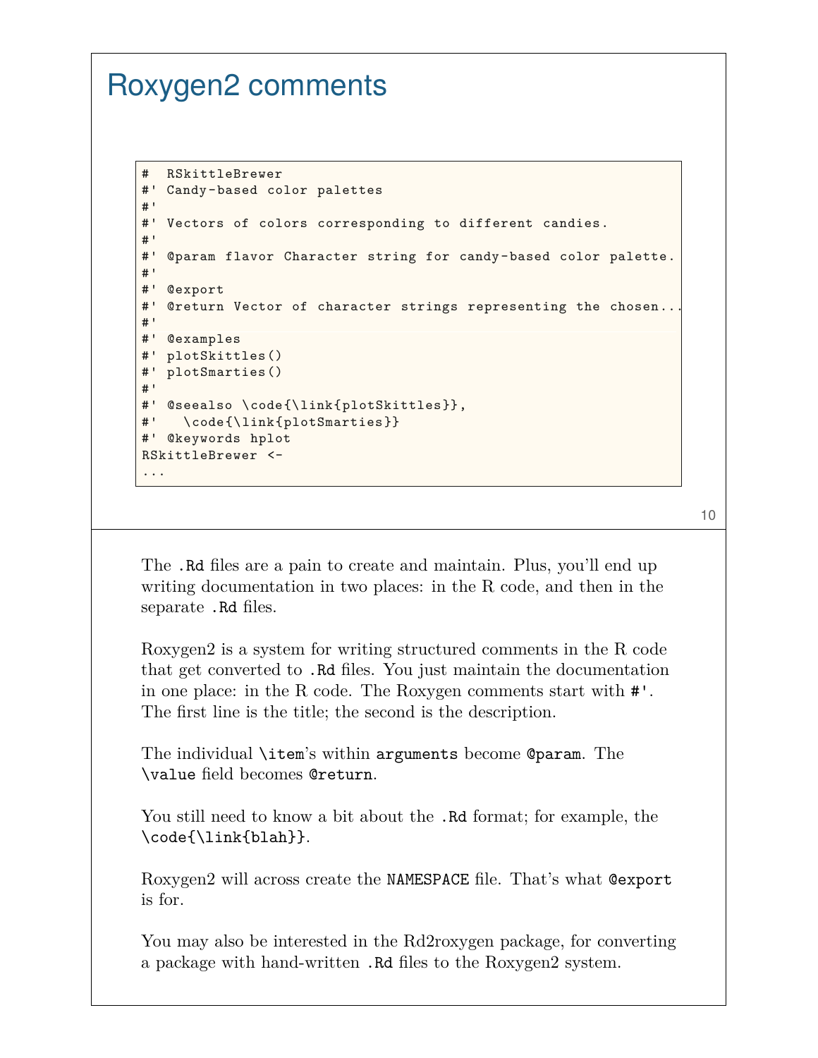# Roxygen2 comments

```
#  RSkittleBrewer
#' Candy-based color palettes
#'
#' Vectors of colors corresponding to different candies.
#'
#' @param flavor Character string for candy-based color palette.
#'
#' @export
#' @return Vector of character strings representing the chosen...
#'
#' @examples
#' plotSkittles()
#' plotSmarties()
#'
#' @seealso \code{\link{plotSkittles}},
#'   \code{\link{plotSmarties}}
#' @keywords hplot
RSkittleBrewer <-
...
```

The `.Rd` files are a pain to create and maintain. Plus, you'll end up writing documentation in two places: in the R code, and then in the separate `.Rd` files.

Roxygen2 is a system for writing structured comments in the R code that get converted to `.Rd` files. You just maintain the documentation in one place: in the R code. The Roxygen comments start with `#'`. The first line is the title; the second is the description.

The individual `\item`'s within `arguments` become `@param`. The `\value` field becomes `@return`.

You still need to know a bit about the `.Rd` format; for example, the `\code{\link{blah}}`.

Roxygen2 will across create the `NAMESPACE` file. That's what `@export` is for.

You may also be interested in the Rd2roxygen package, for converting a package with hand-written `.Rd` files to the Roxygen2 system.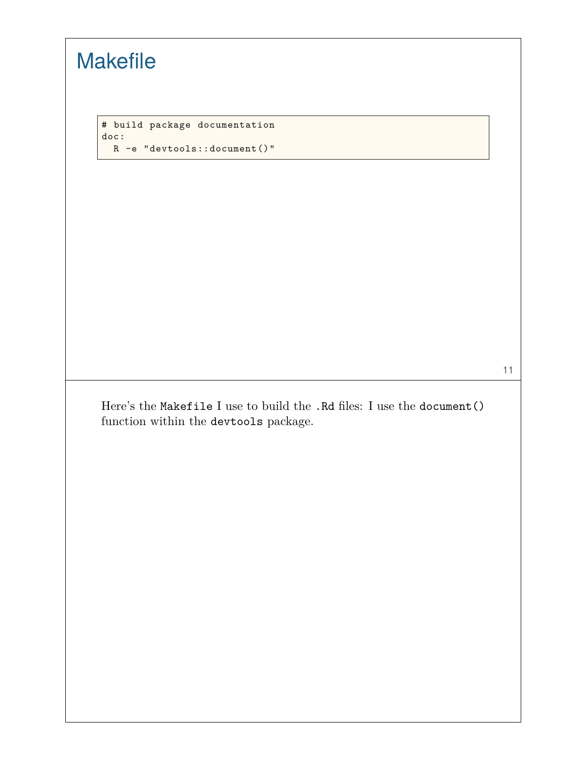# Makefile

```
# build package documentation
doc:
  R -e "devtools::document()"
```

Here's the `Makefile` I use to build the `.Rd` files: I use the `document()` function within the `devtools` package.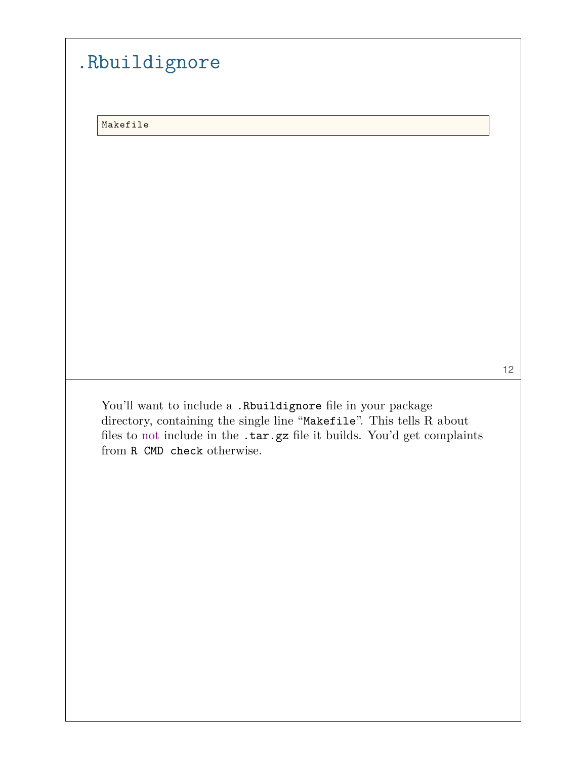# .Rbuildignore

```
Makefile
```

You’ll want to include a `.Rbuildignore` file in your package directory, containing the single line “`Makefile`”. This tells R about files to not include in the `.tar.gz` file it builds. You’d get complaints from `R CMD check` otherwise.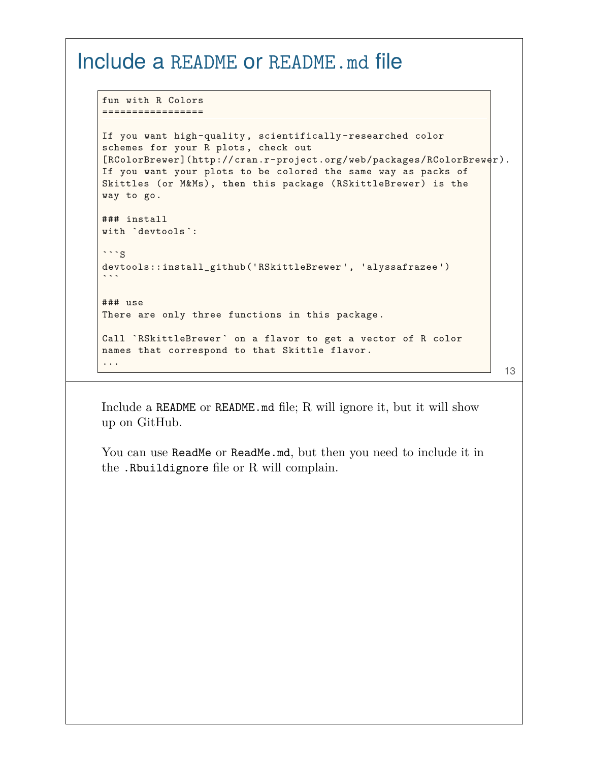# Include a README or README.md file

```
fun with R Colors
=================

If you want high-quality, scientifically-researched color
schemes for your R plots, check out
[RColorBrewer](http://cran.r-project.org/web/packages/RColorBrewer).
If you want your plots to be colored the same way as packs of
Skittles (or M&Ms), then this package (RSkittleBrewer) is the
way to go.

### install
with `devtools`:

```S
devtools::install_github('RSkittleBrewer', 'alyssafrazee')
```

### use
There are only three functions in this package.

Call `RSkittleBrewer` on a flavor to get a vector of R color
names that correspond to that Skittle flavor.
...
```

Include a `README` or `README.md` file; R will ignore it, but it will show up on GitHub.

You can use `ReadMe` or `ReadMe.md`, but then you need to include it in the `.Rbuildignore` file or R will complain.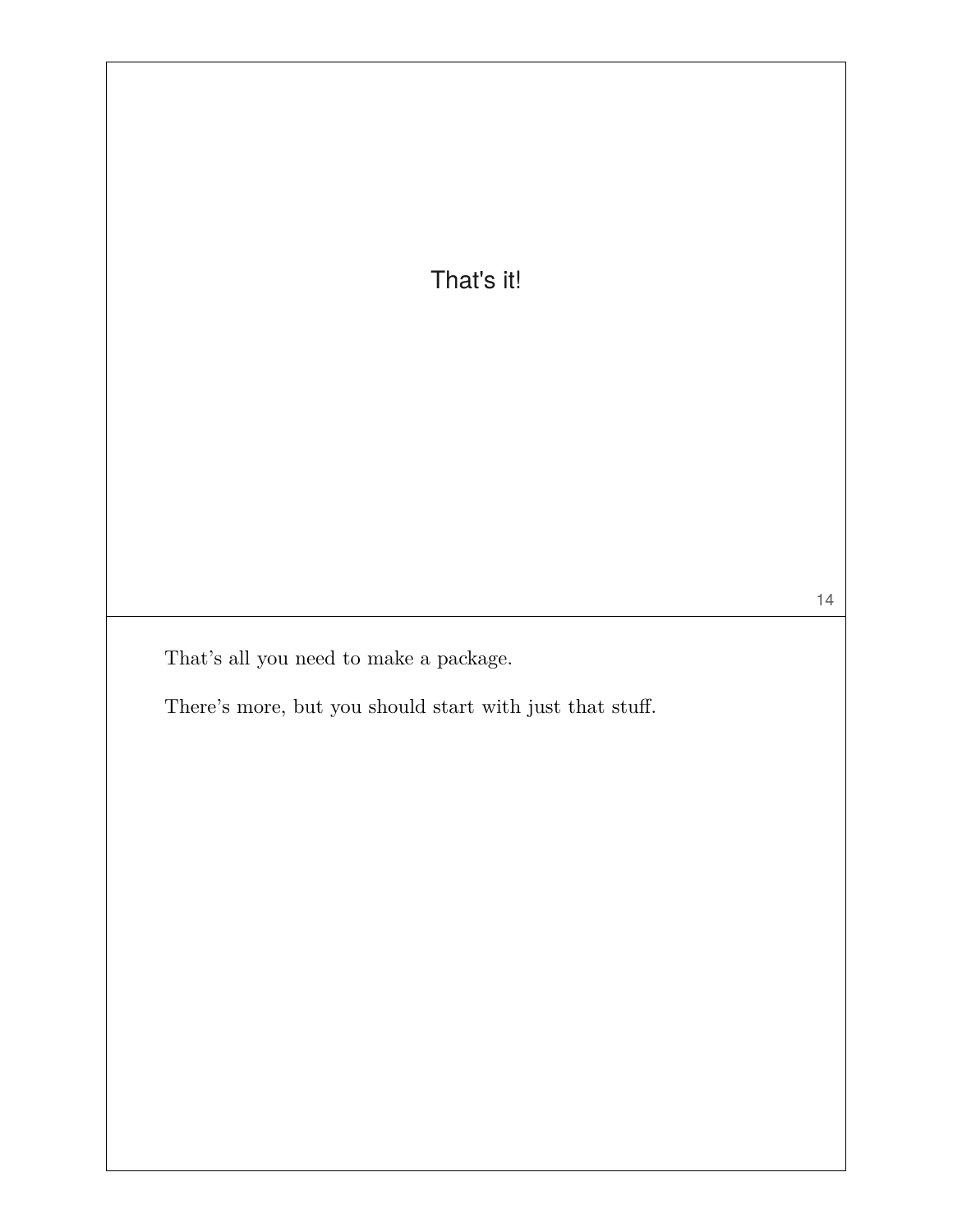That's it!

That's all you need to make a package.

There's more, but you should start with just that stuff.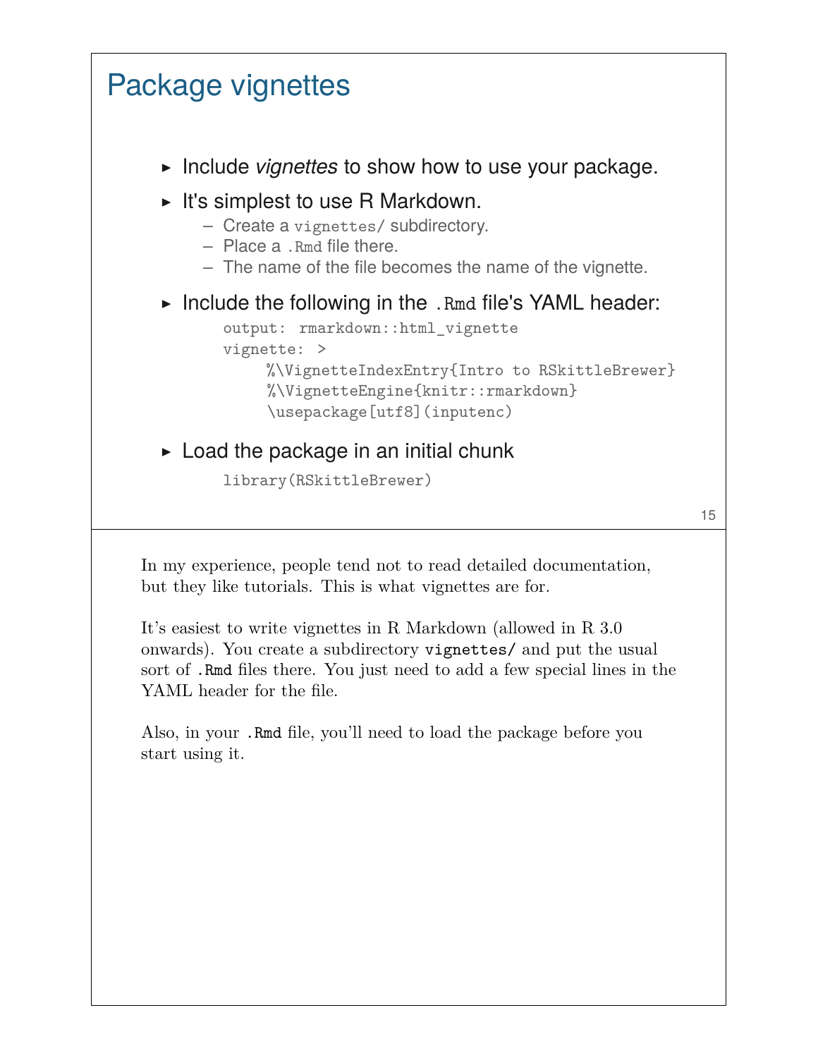## Package vignettes

- Include *vignettes* to show how to use your package.
- It's simplest to use R Markdown.
  - Create a `vignettes/` subdirectory.
  - Place a `.Rmd` file there.
  - The name of the file becomes the name of the vignette.
- Include the following in the `.Rmd` file's YAML header:

```
output: rmarkdown::html_vignette
vignette: >
     %\VignetteIndexEntry{Intro to RSkittleBrewer}
     %\VignetteEngine{knitr::rmarkdown}
     \usepackage[utf8](inputenc)
```

- Load the package in an initial chunk

```
library(RSkittleBrewer)
```

In my experience, people tend not to read detailed documentation, but they like tutorials. This is what vignettes are for.

It's easiest to write vignettes in R Markdown (allowed in R 3.0 onwards). You create a subdirectory `vignettes/` and put the usual sort of `.Rmd` files there. You just need to add a few special lines in the YAML header for the file.

Also, in your `.Rmd` file, you'll need to load the package before you start using it.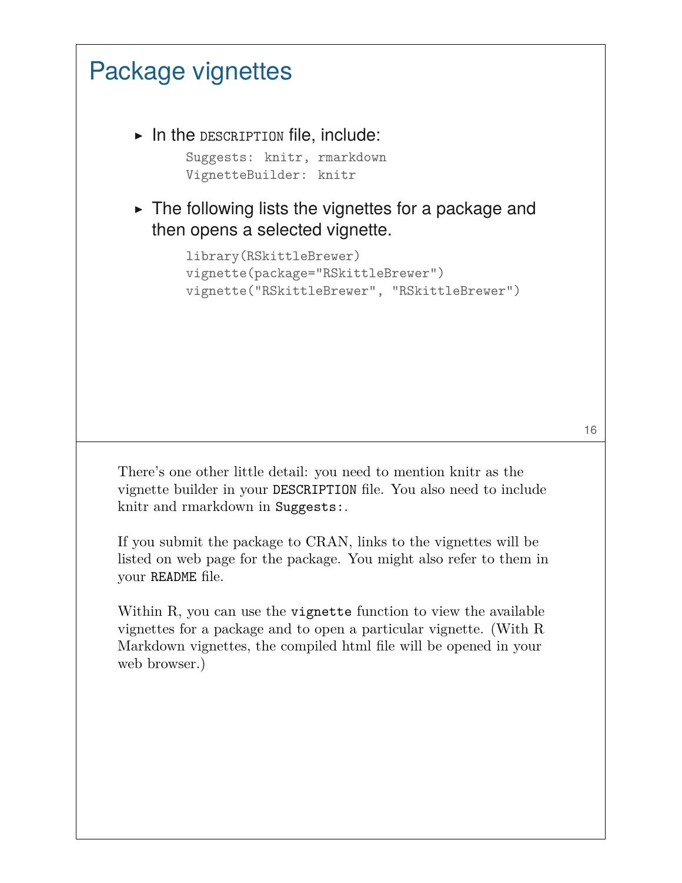# Package vignettes

- In the DESCRIPTION file, include:

```
Suggests: knitr, rmarkdown
VignetteBuilder: knitr
```

- The following lists the vignettes for a package and then opens a selected vignette.

```
library(RSkittleBrewer)
vignette(package="RSkittleBrewer")
vignette("RSkittleBrewer", "RSkittleBrewer")
```

There's one other little detail: you need to mention knitr as the vignette builder in your `DESCRIPTION` file. You also need to include knitr and rmarkdown in `Suggests:`.

If you submit the package to CRAN, links to the vignettes will be listed on web page for the package. You might also refer to them in your `README` file.

Within R, you can use the `vignette` function to view the available vignettes for a package and to open a particular vignette. (With R Markdown vignettes, the compiled html file will be opened in your web browser.)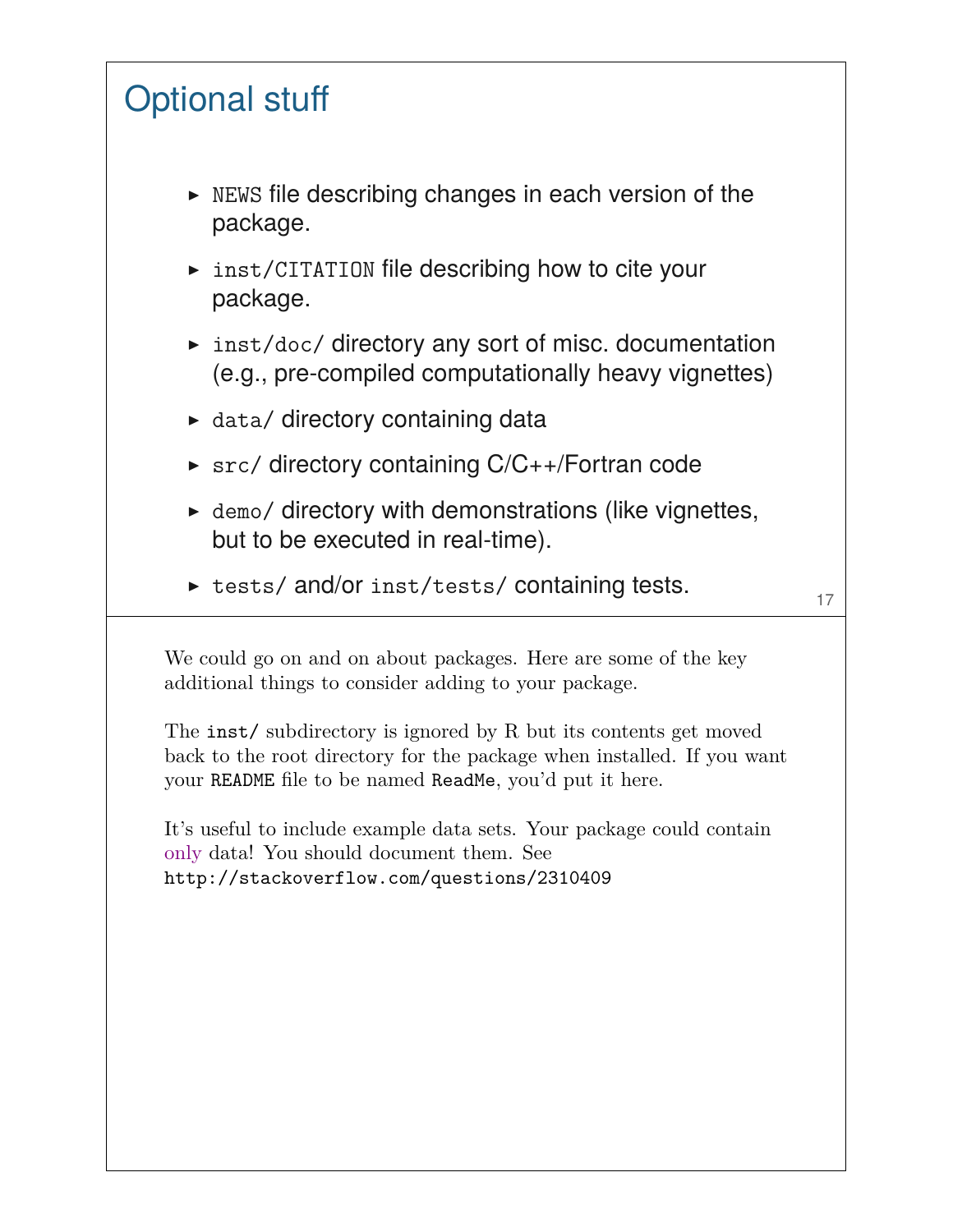## Optional stuff

- `NEWS` file describing changes in each version of the package.
- `inst/CITATION` file describing how to cite your package.
- `inst/doc/` directory any sort of misc. documentation (e.g., pre-compiled computationally heavy vignettes)
- `data/` directory containing data
- `src/` directory containing C/C++/Fortran code
- `demo/` directory with demonstrations (like vignettes, but to be executed in real-time).
- `tests/` and/or `inst/tests/` containing tests.

We could go on and on about packages. Here are some of the key additional things to consider adding to your package.

The `inst/` subdirectory is ignored by R but its contents get moved back to the root directory for the package when installed. If you want your `README` file to be named `ReadMe`, you'd put it here.

It's useful to include example data sets. Your package could contain only data! You should document them. See `http://stackoverflow.com/questions/2310409`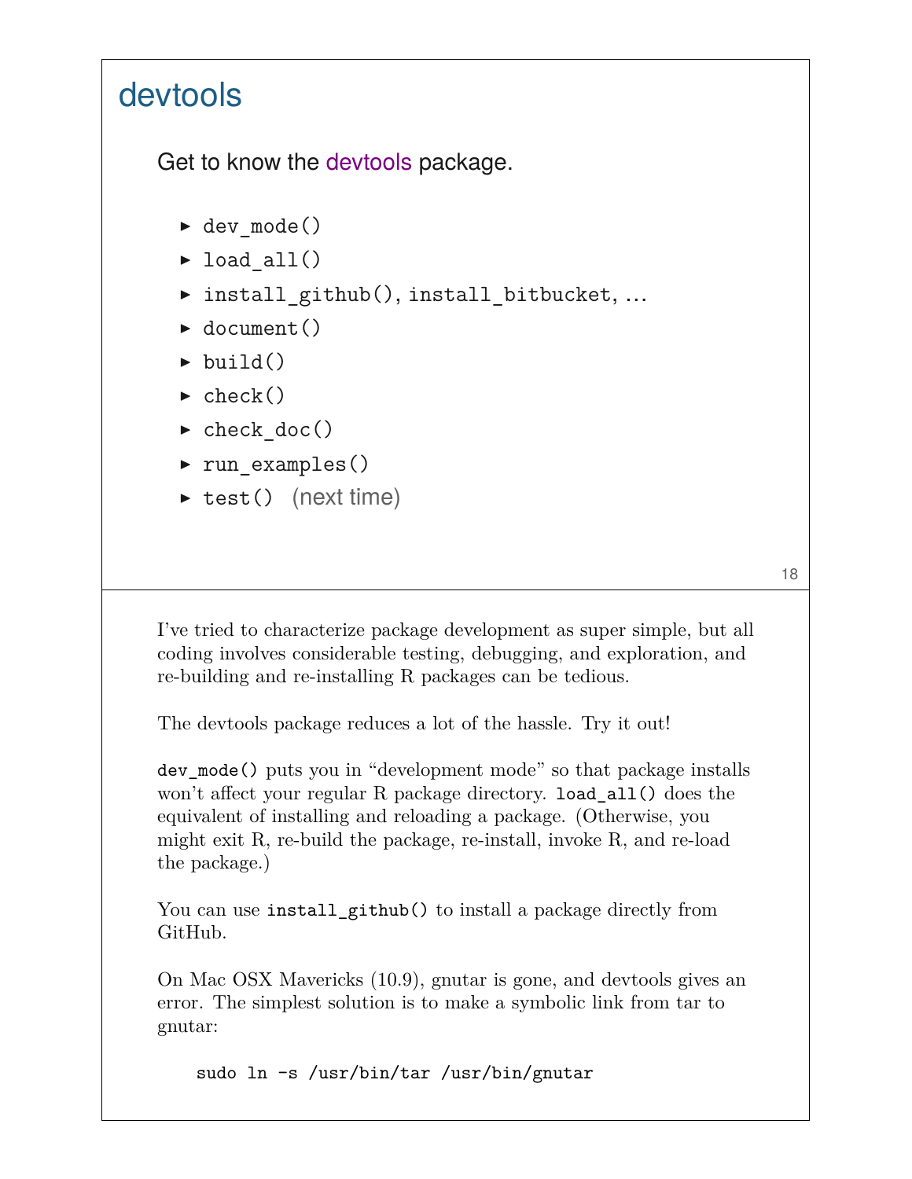## devtools

Get to know the devtools package.

- `dev_mode()`
- `load_all()`
- `install_github()`, `install_bitbucket`, …
- `document()`
- `build()`
- `check()`
- `check_doc()`
- `run_examples()`
- `test()` (next time)

I've tried to characterize package development as super simple, but all coding involves considerable testing, debugging, and exploration, and re-building and re-installing R packages can be tedious.

The devtools package reduces a lot of the hassle. Try it out!

`dev_mode()` puts you in "development mode" so that package installs won't affect your regular R package directory. `load_all()` does the equivalent of installing and reloading a package. (Otherwise, you might exit R, re-build the package, re-install, invoke R, and re-load the package.)

You can use `install_github()` to install a package directly from GitHub.

On Mac OSX Mavericks (10.9), gnutar is gone, and devtools gives an error. The simplest solution is to make a symbolic link from tar to gnutar:

```
sudo ln -s /usr/bin/tar /usr/bin/gnutar
```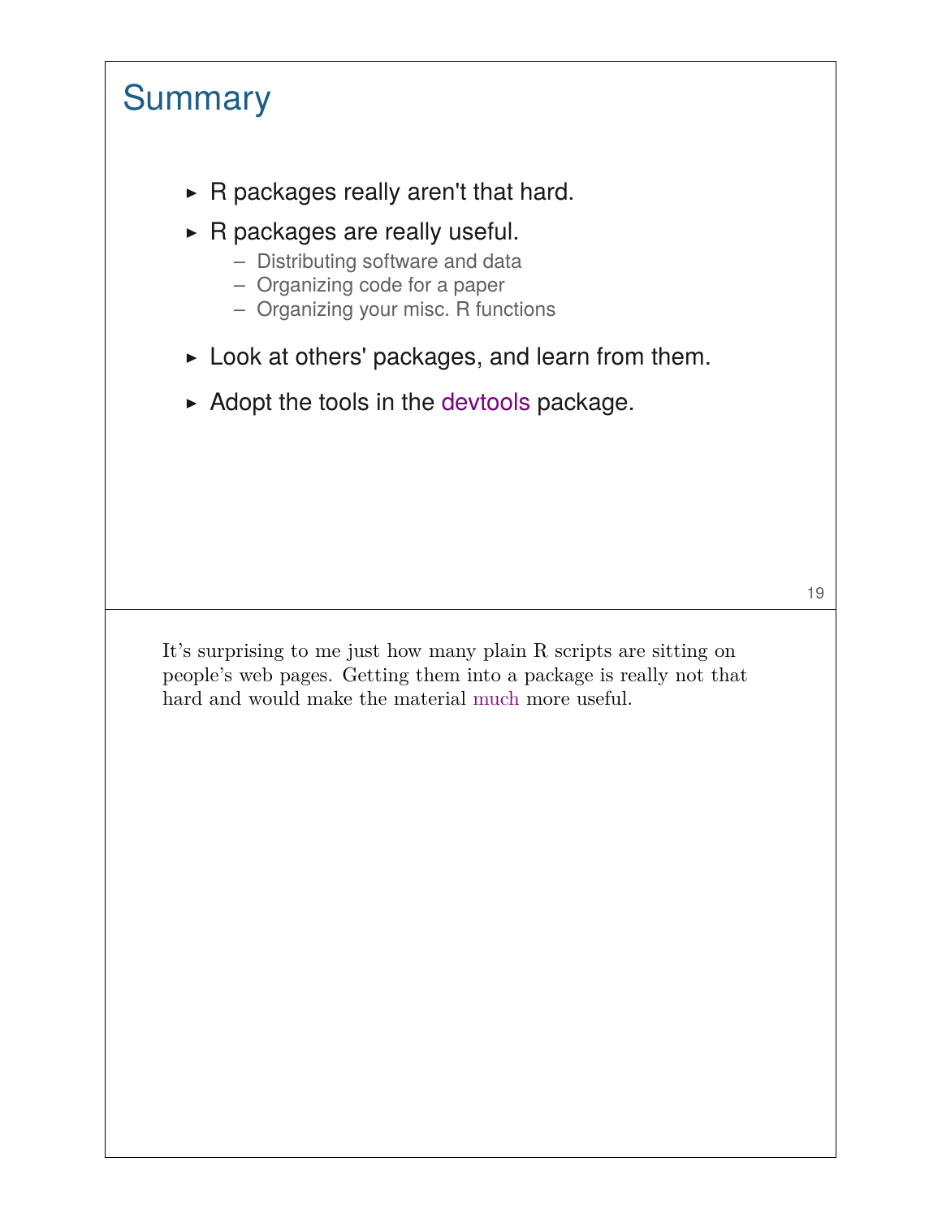# Summary

- R packages really aren't that hard.
- R packages are really useful.
  - Distributing software and data
  - Organizing code for a paper
  - Organizing your misc. R functions
- Look at others' packages, and learn from them.
- Adopt the tools in the devtools package.

It's surprising to me just how many plain R scripts are sitting on people's web pages. Getting them into a package is really not that hard and would make the material much more useful.